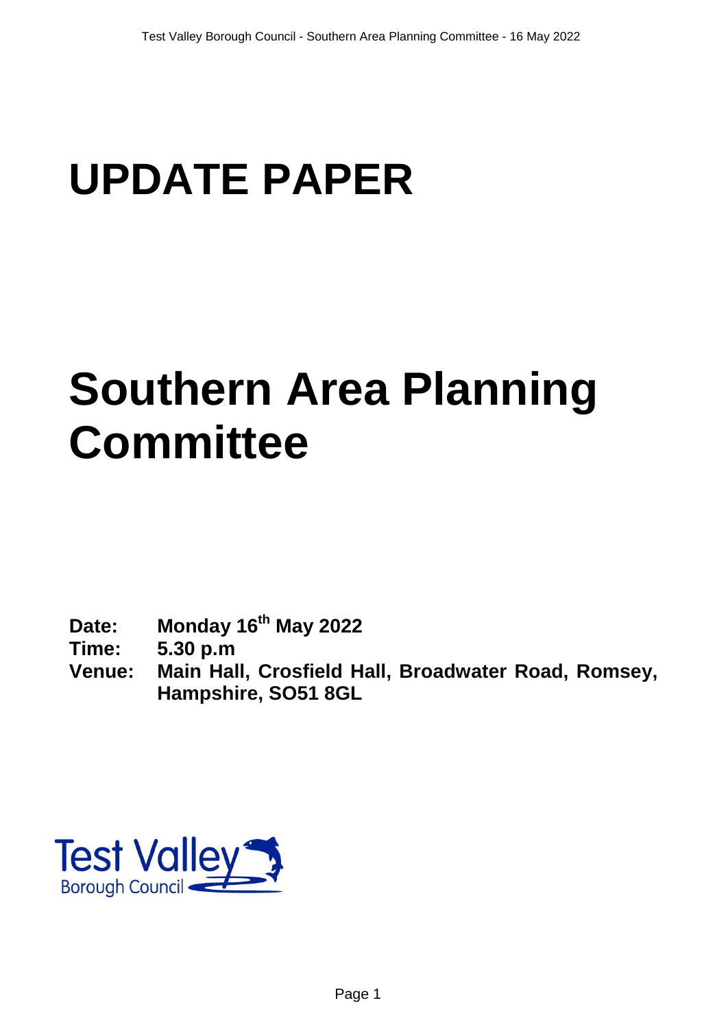# UPDATE PAPER

# Southern Area Planning Committee

**Date:** Monday 16th May 2022
**Time:** 5.30 p.m
**Venue:** Main Hall, Crosfield Hall, Broadwater Road, Romsey, Hampshire, SO51 8GL

Test Valley
Borough Council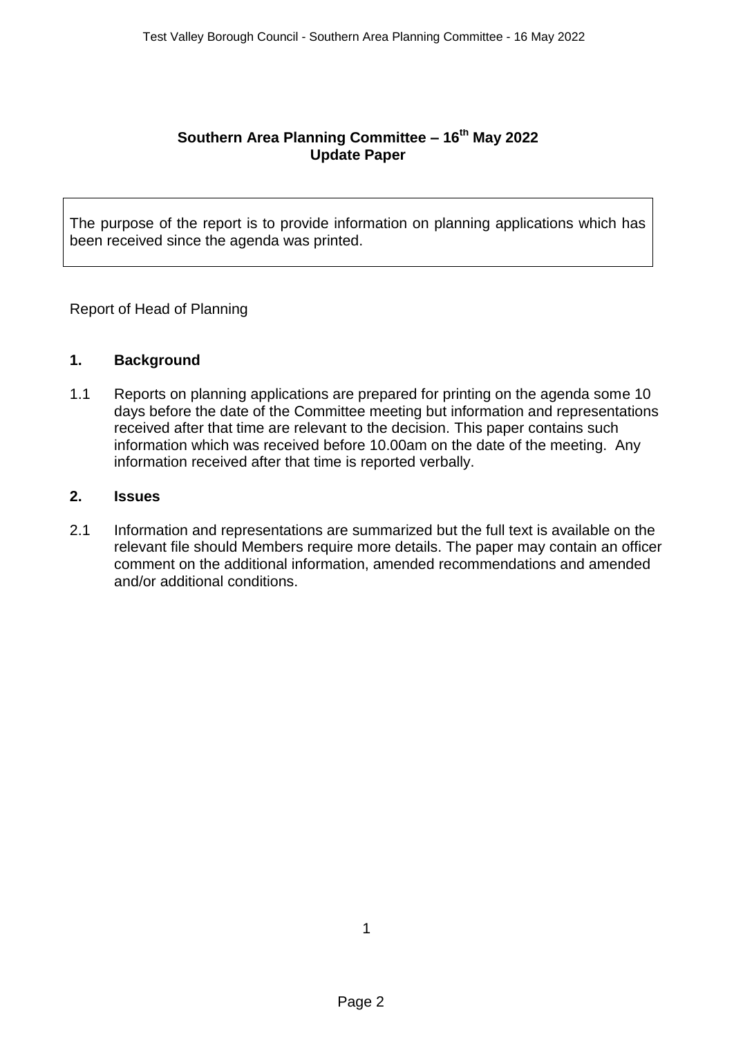# Southern Area Planning Committee – 16th May 2022
## Update Paper

The purpose of the report is to provide information on planning applications which has been received since the agenda was printed.

Report of Head of Planning

## 1. Background

1.1 Reports on planning applications are prepared for printing on the agenda some 10 days before the date of the Committee meeting but information and representations received after that time are relevant to the decision. This paper contains such information which was received before 10.00am on the date of the meeting. Any information received after that time is reported verbally.

## 2. Issues

2.1 Information and representations are summarized but the full text is available on the relevant file should Members require more details. The paper may contain an officer comment on the additional information, amended recommendations and amended and/or additional conditions.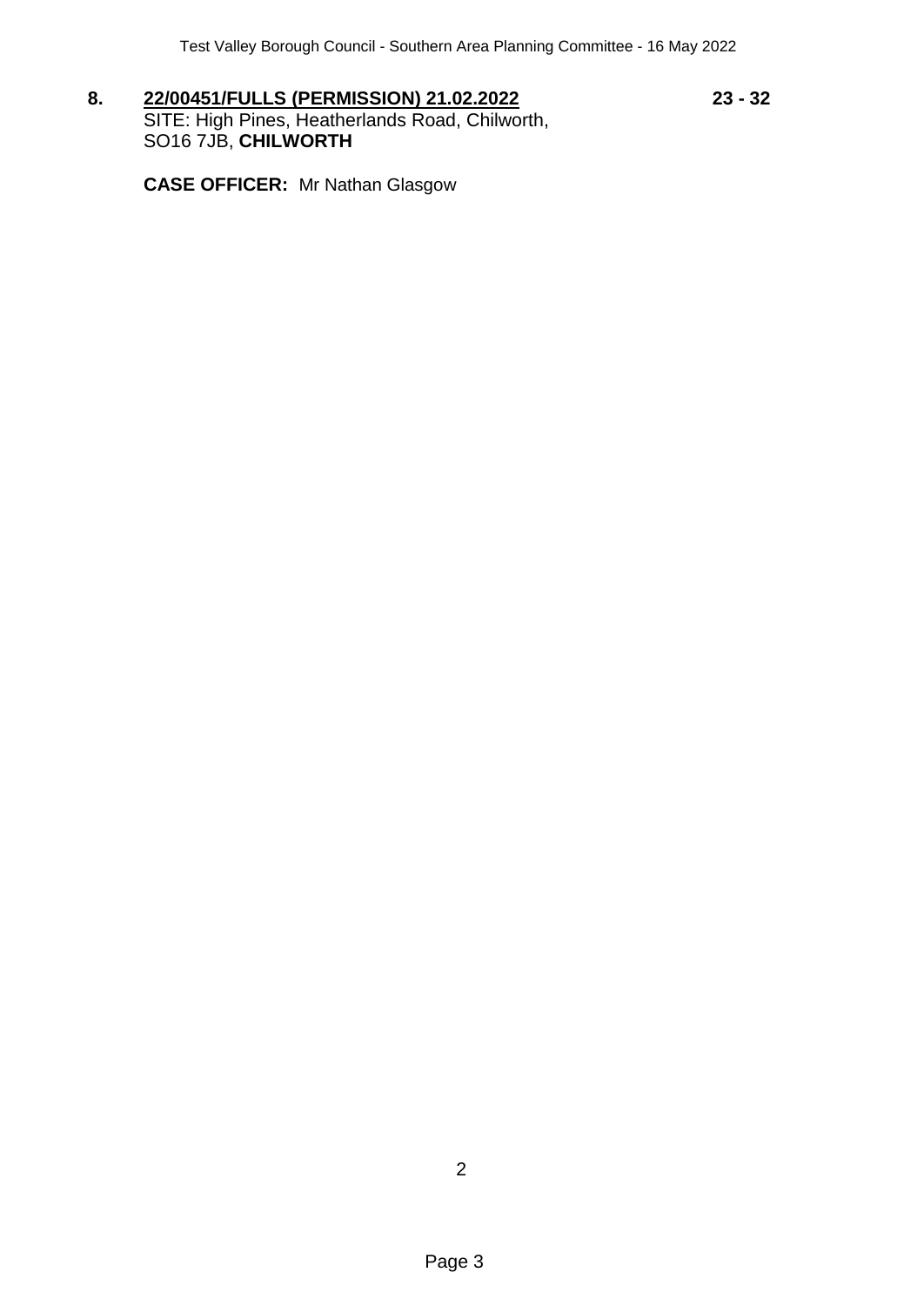**8.** **22/00451/FULLS (PERMISSION) 21.02.2022** **23 - 32**

SITE: High Pines, Heatherlands Road, Chilworth, SO16 7JB, **CHILWORTH**

**CASE OFFICER:** Mr Nathan Glasgow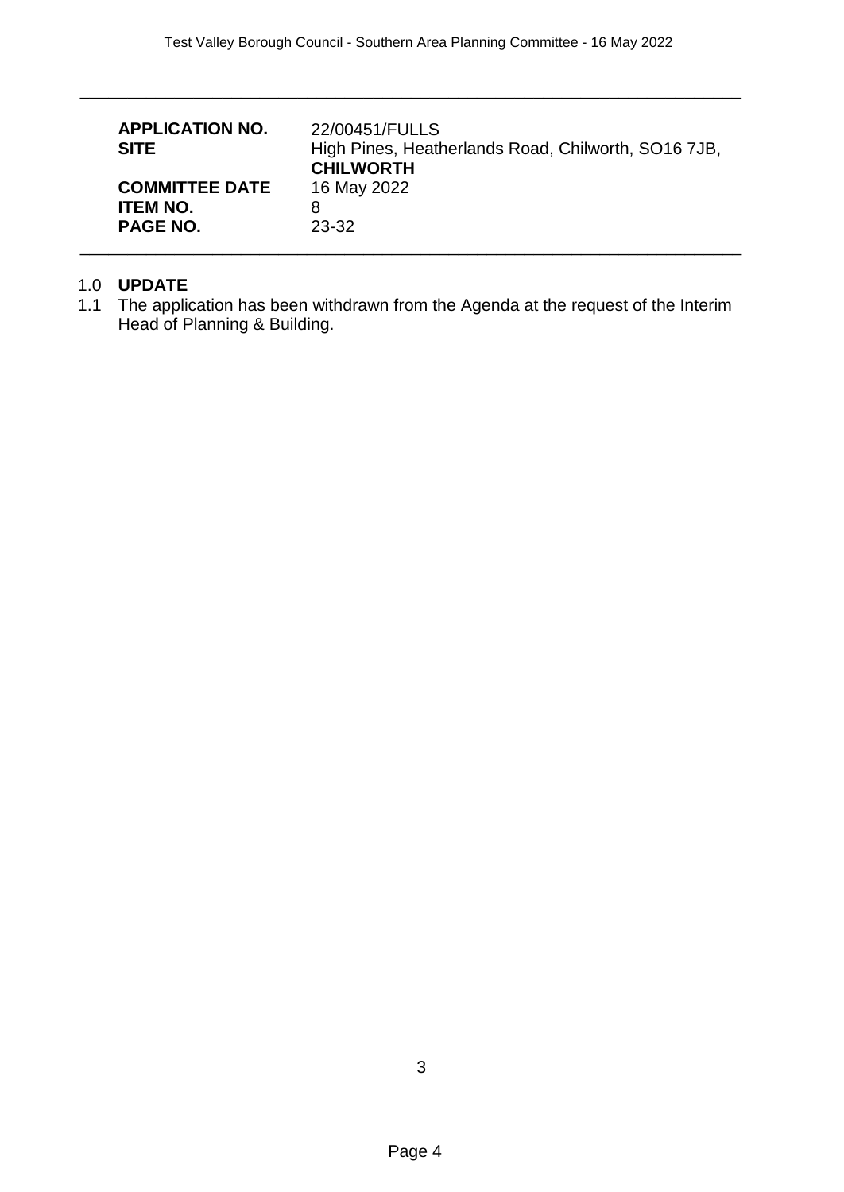| | |
|---|---|
| **APPLICATION NO.** | 22/00451/FULLS |
| **SITE** | High Pines, Heatherlands Road, Chilworth, SO16 7JB, **CHILWORTH** |
| **COMMITTEE DATE** | 16 May 2022 |
| **ITEM NO.** | 8 |
| **PAGE NO.** | 23-32 |

1.0 **UPDATE**

1.1 The application has been withdrawn from the Agenda at the request of the Interim Head of Planning & Building.